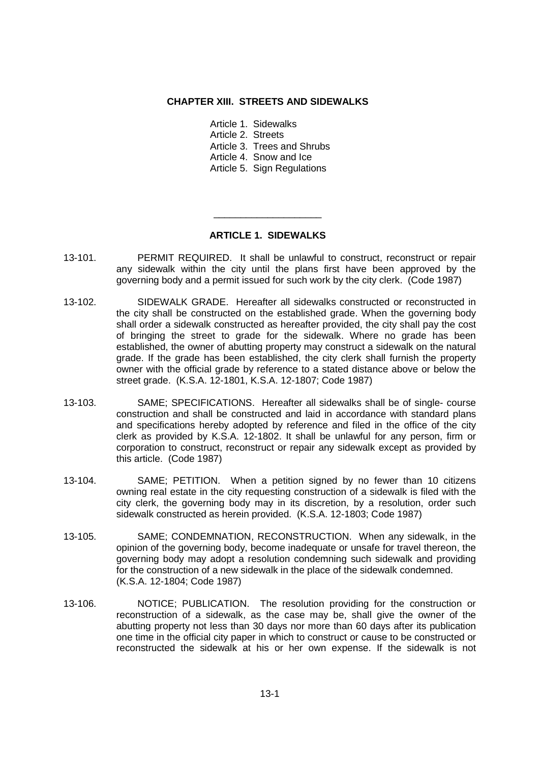# CHAPTER XIII. STREETS AND SIDEWALKS

Article 1. Sidewalks
Article 2. Streets
Article 3. Trees and Shrubs
Article 4. Snow and Ice
Article 5. Sign Regulations

---

## ARTICLE 1. SIDEWALKS

13-101. PERMIT REQUIRED. It shall be unlawful to construct, reconstruct or repair any sidewalk within the city until the plans first have been approved by the governing body and a permit issued for such work by the city clerk. (Code 1987)

13-102. SIDEWALK GRADE. Hereafter all sidewalks constructed or reconstructed in the city shall be constructed on the established grade. When the governing body shall order a sidewalk constructed as hereafter provided, the city shall pay the cost of bringing the street to grade for the sidewalk. Where no grade has been established, the owner of abutting property may construct a sidewalk on the natural grade. If the grade has been established, the city clerk shall furnish the property owner with the official grade by reference to a stated distance above or below the street grade. (K.S.A. 12-1801, K.S.A. 12-1807; Code 1987)

13-103. SAME; SPECIFICATIONS. Hereafter all sidewalks shall be of single- course construction and shall be constructed and laid in accordance with standard plans and specifications hereby adopted by reference and filed in the office of the city clerk as provided by K.S.A. 12-1802. It shall be unlawful for any person, firm or corporation to construct, reconstruct or repair any sidewalk except as provided by this article. (Code 1987)

13-104. SAME; PETITION. When a petition signed by no fewer than 10 citizens owning real estate in the city requesting construction of a sidewalk is filed with the city clerk, the governing body may in its discretion, by a resolution, order such sidewalk constructed as herein provided. (K.S.A. 12-1803; Code 1987)

13-105. SAME; CONDEMNATION, RECONSTRUCTION. When any sidewalk, in the opinion of the governing body, become inadequate or unsafe for travel thereon, the governing body may adopt a resolution condemning such sidewalk and providing for the construction of a new sidewalk in the place of the sidewalk condemned. (K.S.A. 12-1804; Code 1987)

13-106. NOTICE; PUBLICATION. The resolution providing for the construction or reconstruction of a sidewalk, as the case may be, shall give the owner of the abutting property not less than 30 days nor more than 60 days after its publication one time in the official city paper in which to construct or cause to be constructed or reconstructed the sidewalk at his or her own expense. If the sidewalk is not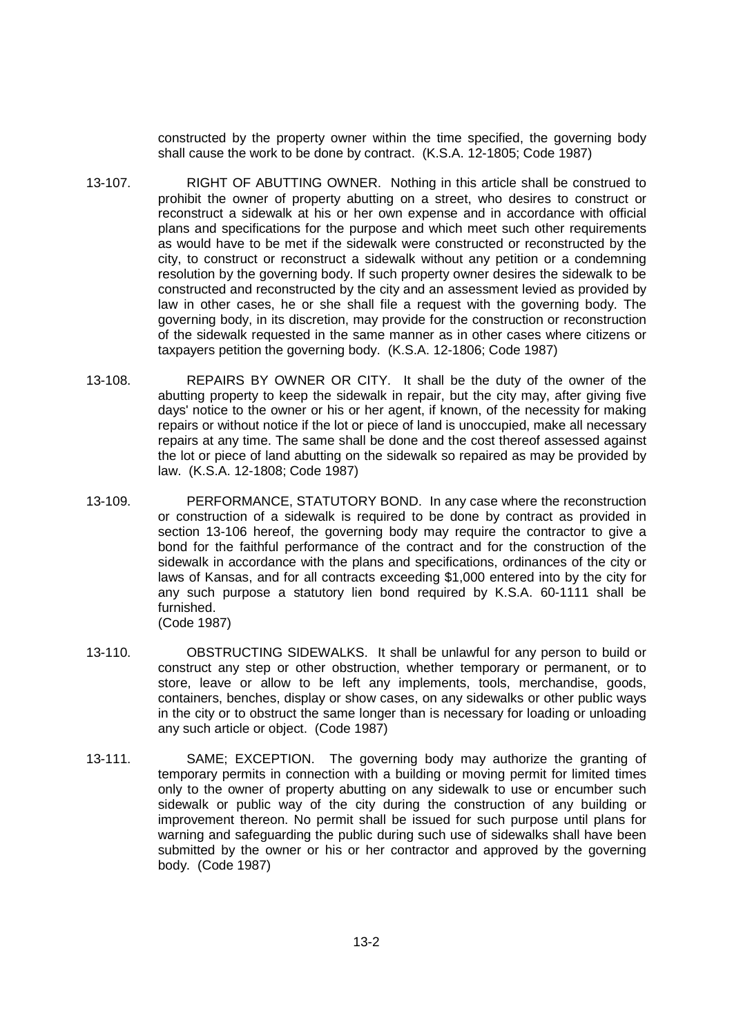constructed by the property owner within the time specified, the governing body shall cause the work to be done by contract. (K.S.A. 12-1805; Code 1987)

13-107. RIGHT OF ABUTTING OWNER. Nothing in this article shall be construed to prohibit the owner of property abutting on a street, who desires to construct or reconstruct a sidewalk at his or her own expense and in accordance with official plans and specifications for the purpose and which meet such other requirements as would have to be met if the sidewalk were constructed or reconstructed by the city, to construct or reconstruct a sidewalk without any petition or a condemning resolution by the governing body. If such property owner desires the sidewalk to be constructed and reconstructed by the city and an assessment levied as provided by law in other cases, he or she shall file a request with the governing body. The governing body, in its discretion, may provide for the construction or reconstruction of the sidewalk requested in the same manner as in other cases where citizens or taxpayers petition the governing body. (K.S.A. 12-1806; Code 1987)

13-108. REPAIRS BY OWNER OR CITY. It shall be the duty of the owner of the abutting property to keep the sidewalk in repair, but the city may, after giving five days' notice to the owner or his or her agent, if known, of the necessity for making repairs or without notice if the lot or piece of land is unoccupied, make all necessary repairs at any time. The same shall be done and the cost thereof assessed against the lot or piece of land abutting on the sidewalk so repaired as may be provided by law. (K.S.A. 12-1808; Code 1987)

13-109. PERFORMANCE, STATUTORY BOND. In any case where the reconstruction or construction of a sidewalk is required to be done by contract as provided in section 13-106 hereof, the governing body may require the contractor to give a bond for the faithful performance of the contract and for the construction of the sidewalk in accordance with the plans and specifications, ordinances of the city or laws of Kansas, and for all contracts exceeding $1,000 entered into by the city for any such purpose a statutory lien bond required by K.S.A. 60-1111 shall be furnished.
(Code 1987)

13-110. OBSTRUCTING SIDEWALKS. It shall be unlawful for any person to build or construct any step or other obstruction, whether temporary or permanent, or to store, leave or allow to be left any implements, tools, merchandise, goods, containers, benches, display or show cases, on any sidewalks or other public ways in the city or to obstruct the same longer than is necessary for loading or unloading any such article or object. (Code 1987)

13-111. SAME; EXCEPTION. The governing body may authorize the granting of temporary permits in connection with a building or moving permit for limited times only to the owner of property abutting on any sidewalk to use or encumber such sidewalk or public way of the city during the construction of any building or improvement thereon. No permit shall be issued for such purpose until plans for warning and safeguarding the public during such use of sidewalks shall have been submitted by the owner or his or her contractor and approved by the governing body. (Code 1987)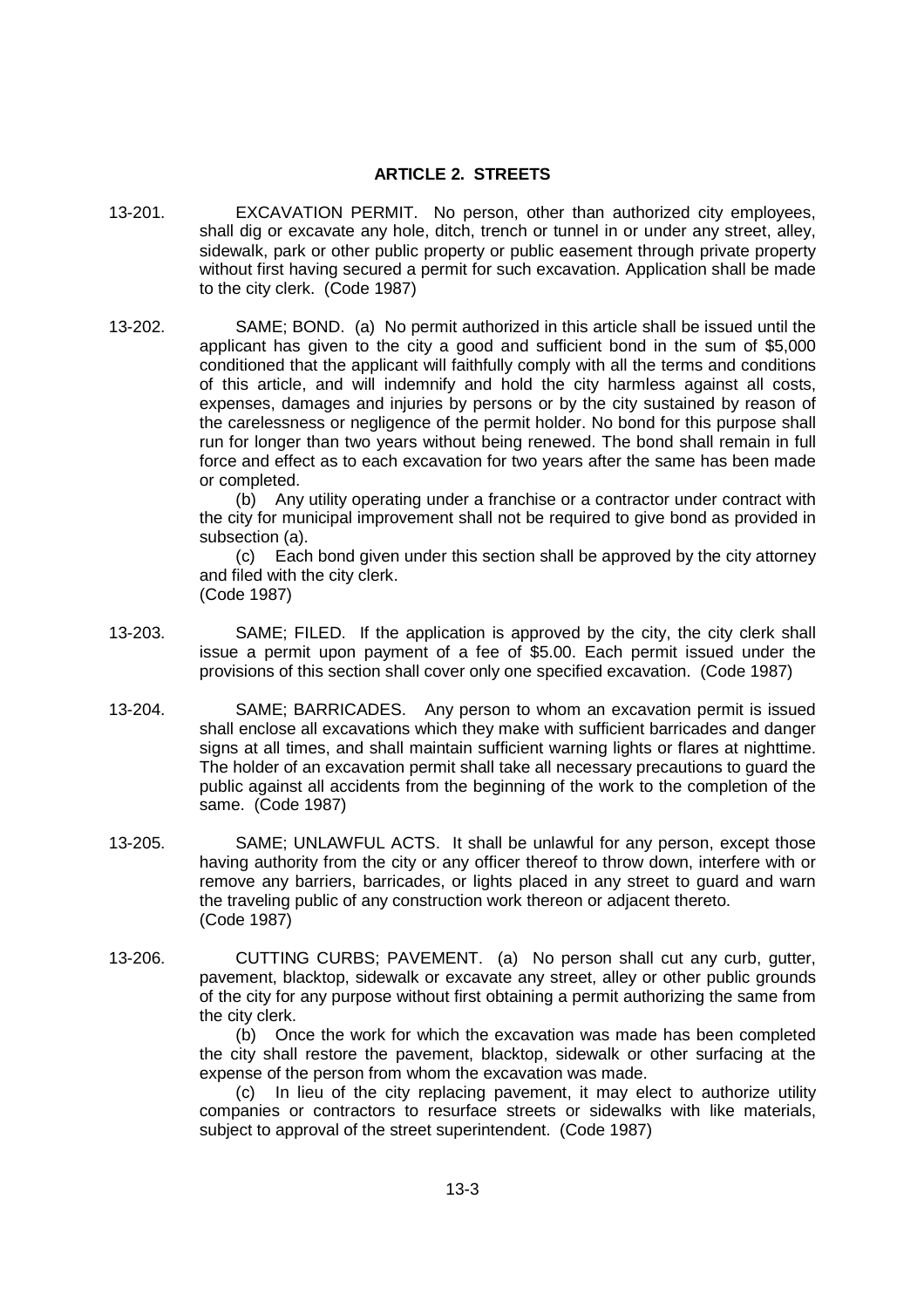## ARTICLE 2. STREETS

13-201. EXCAVATION PERMIT. No person, other than authorized city employees, shall dig or excavate any hole, ditch, trench or tunnel in or under any street, alley, sidewalk, park or other public property or public easement through private property without first having secured a permit for such excavation. Application shall be made to the city clerk. (Code 1987)

13-202. SAME; BOND. (a) No permit authorized in this article shall be issued until the applicant has given to the city a good and sufficient bond in the sum of $5,000 conditioned that the applicant will faithfully comply with all the terms and conditions of this article, and will indemnify and hold the city harmless against all costs, expenses, damages and injuries by persons or by the city sustained by reason of the carelessness or negligence of the permit holder. No bond for this purpose shall run for longer than two years without being renewed. The bond shall remain in full force and effect as to each excavation for two years after the same has been made or completed.

(b) Any utility operating under a franchise or a contractor under contract with the city for municipal improvement shall not be required to give bond as provided in subsection (a).

(c) Each bond given under this section shall be approved by the city attorney and filed with the city clerk.
(Code 1987)

13-203. SAME; FILED. If the application is approved by the city, the city clerk shall issue a permit upon payment of a fee of $5.00. Each permit issued under the provisions of this section shall cover only one specified excavation. (Code 1987)

13-204. SAME; BARRICADES. Any person to whom an excavation permit is issued shall enclose all excavations which they make with sufficient barricades and danger signs at all times, and shall maintain sufficient warning lights or flares at nighttime. The holder of an excavation permit shall take all necessary precautions to guard the public against all accidents from the beginning of the work to the completion of the same. (Code 1987)

13-205. SAME; UNLAWFUL ACTS. It shall be unlawful for any person, except those having authority from the city or any officer thereof to throw down, interfere with or remove any barriers, barricades, or lights placed in any street to guard and warn the traveling public of any construction work thereon or adjacent thereto.
(Code 1987)

13-206. CUTTING CURBS; PAVEMENT. (a) No person shall cut any curb, gutter, pavement, blacktop, sidewalk or excavate any street, alley or other public grounds of the city for any purpose without first obtaining a permit authorizing the same from the city clerk.

(b) Once the work for which the excavation was made has been completed the city shall restore the pavement, blacktop, sidewalk or other surfacing at the expense of the person from whom the excavation was made.

(c) In lieu of the city replacing pavement, it may elect to authorize utility companies or contractors to resurface streets or sidewalks with like materials, subject to approval of the street superintendent. (Code 1987)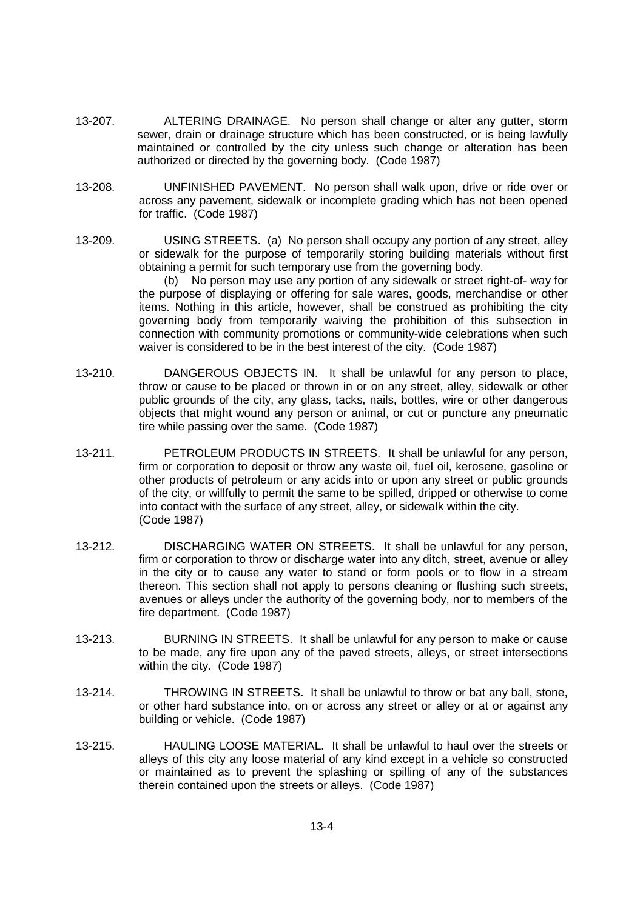13-207. ALTERING DRAINAGE. No person shall change or alter any gutter, storm sewer, drain or drainage structure which has been constructed, or is being lawfully maintained or controlled by the city unless such change or alteration has been authorized or directed by the governing body. (Code 1987)

13-208. UNFINISHED PAVEMENT. No person shall walk upon, drive or ride over or across any pavement, sidewalk or incomplete grading which has not been opened for traffic. (Code 1987)

13-209. USING STREETS. (a) No person shall occupy any portion of any street, alley or sidewalk for the purpose of temporarily storing building materials without first obtaining a permit for such temporary use from the governing body.

(b) No person may use any portion of any sidewalk or street right-of- way for the purpose of displaying or offering for sale wares, goods, merchandise or other items. Nothing in this article, however, shall be construed as prohibiting the city governing body from temporarily waiving the prohibition of this subsection in connection with community promotions or community-wide celebrations when such waiver is considered to be in the best interest of the city. (Code 1987)

13-210. DANGEROUS OBJECTS IN. It shall be unlawful for any person to place, throw or cause to be placed or thrown in or on any street, alley, sidewalk or other public grounds of the city, any glass, tacks, nails, bottles, wire or other dangerous objects that might wound any person or animal, or cut or puncture any pneumatic tire while passing over the same. (Code 1987)

13-211. PETROLEUM PRODUCTS IN STREETS. It shall be unlawful for any person, firm or corporation to deposit or throw any waste oil, fuel oil, kerosene, gasoline or other products of petroleum or any acids into or upon any street or public grounds of the city, or willfully to permit the same to be spilled, dripped or otherwise to come into contact with the surface of any street, alley, or sidewalk within the city. (Code 1987)

13-212. DISCHARGING WATER ON STREETS. It shall be unlawful for any person, firm or corporation to throw or discharge water into any ditch, street, avenue or alley in the city or to cause any water to stand or form pools or to flow in a stream thereon. This section shall not apply to persons cleaning or flushing such streets, avenues or alleys under the authority of the governing body, nor to members of the fire department. (Code 1987)

13-213. BURNING IN STREETS. It shall be unlawful for any person to make or cause to be made, any fire upon any of the paved streets, alleys, or street intersections within the city. (Code 1987)

13-214. THROWING IN STREETS. It shall be unlawful to throw or bat any ball, stone, or other hard substance into, on or across any street or alley or at or against any building or vehicle. (Code 1987)

13-215. HAULING LOOSE MATERIAL. It shall be unlawful to haul over the streets or alleys of this city any loose material of any kind except in a vehicle so constructed or maintained as to prevent the splashing or spilling of any of the substances therein contained upon the streets or alleys. (Code 1987)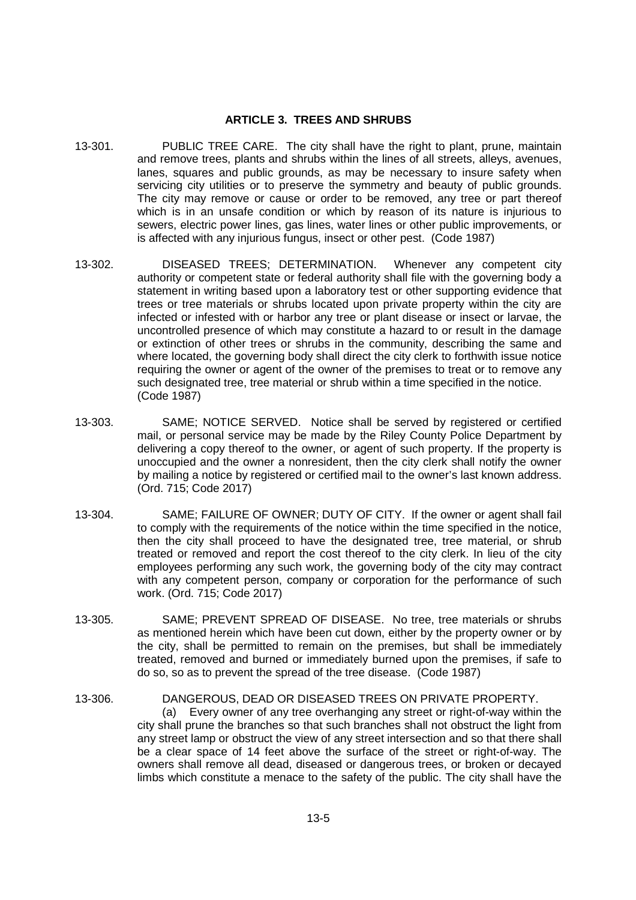## ARTICLE 3. TREES AND SHRUBS

13-301. PUBLIC TREE CARE. The city shall have the right to plant, prune, maintain and remove trees, plants and shrubs within the lines of all streets, alleys, avenues, lanes, squares and public grounds, as may be necessary to insure safety when servicing city utilities or to preserve the symmetry and beauty of public grounds. The city may remove or cause or order to be removed, any tree or part thereof which is in an unsafe condition or which by reason of its nature is injurious to sewers, electric power lines, gas lines, water lines or other public improvements, or is affected with any injurious fungus, insect or other pest. (Code 1987)

13-302. DISEASED TREES; DETERMINATION. Whenever any competent city authority or competent state or federal authority shall file with the governing body a statement in writing based upon a laboratory test or other supporting evidence that trees or tree materials or shrubs located upon private property within the city are infected or infested with or harbor any tree or plant disease or insect or larvae, the uncontrolled presence of which may constitute a hazard to or result in the damage or extinction of other trees or shrubs in the community, describing the same and where located, the governing body shall direct the city clerk to forthwith issue notice requiring the owner or agent of the owner of the premises to treat or to remove any such designated tree, tree material or shrub within a time specified in the notice. (Code 1987)

13-303. SAME; NOTICE SERVED. Notice shall be served by registered or certified mail, or personal service may be made by the Riley County Police Department by delivering a copy thereof to the owner, or agent of such property. If the property is unoccupied and the owner a nonresident, then the city clerk shall notify the owner by mailing a notice by registered or certified mail to the owner's last known address. (Ord. 715; Code 2017)

13-304. SAME; FAILURE OF OWNER; DUTY OF CITY. If the owner or agent shall fail to comply with the requirements of the notice within the time specified in the notice, then the city shall proceed to have the designated tree, tree material, or shrub treated or removed and report the cost thereof to the city clerk. In lieu of the city employees performing any such work, the governing body of the city may contract with any competent person, company or corporation for the performance of such work. (Ord. 715; Code 2017)

13-305. SAME; PREVENT SPREAD OF DISEASE. No tree, tree materials or shrubs as mentioned herein which have been cut down, either by the property owner or by the city, shall be permitted to remain on the premises, but shall be immediately treated, removed and burned or immediately burned upon the premises, if safe to do so, so as to prevent the spread of the tree disease. (Code 1987)

13-306. DANGEROUS, DEAD OR DISEASED TREES ON PRIVATE PROPERTY.

(a) Every owner of any tree overhanging any street or right-of-way within the city shall prune the branches so that such branches shall not obstruct the light from any street lamp or obstruct the view of any street intersection and so that there shall be a clear space of 14 feet above the surface of the street or right-of-way. The owners shall remove all dead, diseased or dangerous trees, or broken or decayed limbs which constitute a menace to the safety of the public. The city shall have the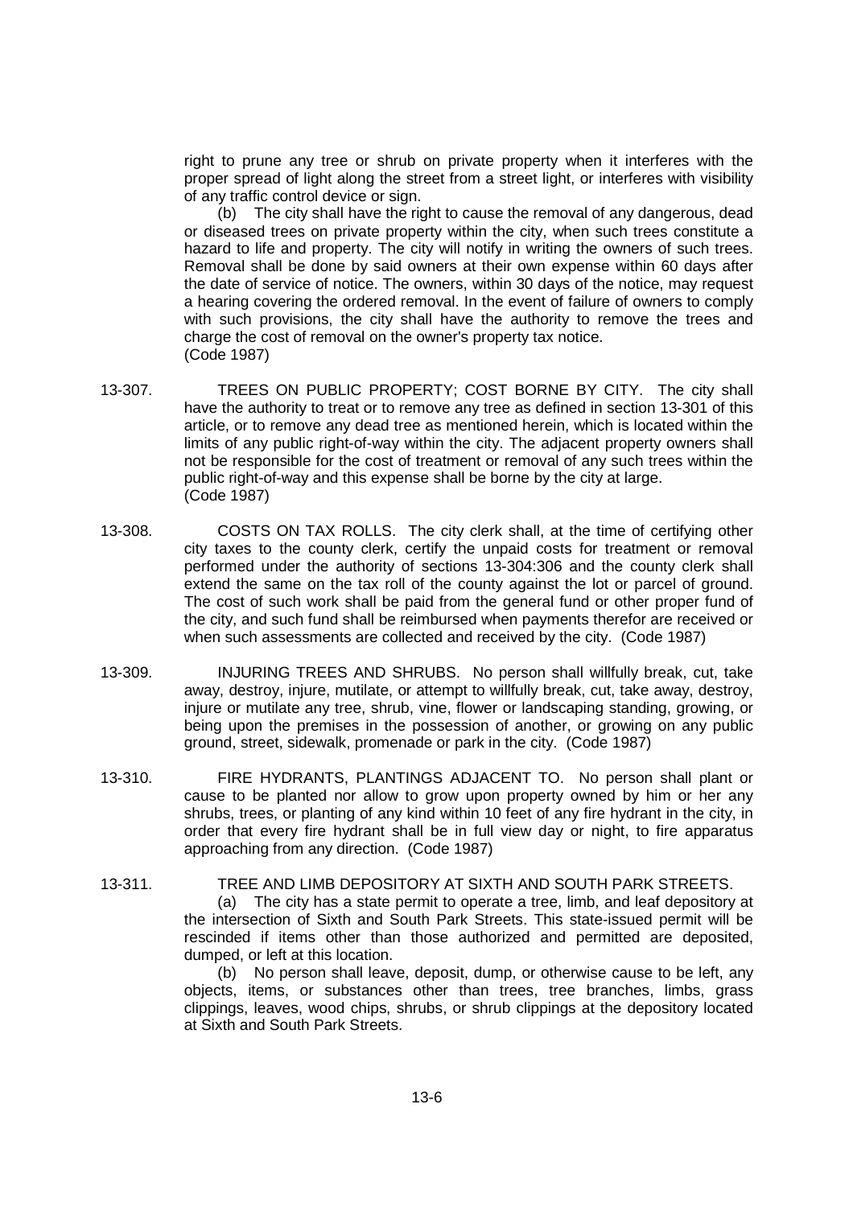right to prune any tree or shrub on private property when it interferes with the proper spread of light along the street from a street light, or interferes with visibility of any traffic control device or sign.

(b) The city shall have the right to cause the removal of any dangerous, dead or diseased trees on private property within the city, when such trees constitute a hazard to life and property. The city will notify in writing the owners of such trees. Removal shall be done by said owners at their own expense within 60 days after the date of service of notice. The owners, within 30 days of the notice, may request a hearing covering the ordered removal. In the event of failure of owners to comply with such provisions, the city shall have the authority to remove the trees and charge the cost of removal on the owner's property tax notice.
(Code 1987)

13-307. TREES ON PUBLIC PROPERTY; COST BORNE BY CITY. The city shall have the authority to treat or to remove any tree as defined in section 13-301 of this article, or to remove any dead tree as mentioned herein, which is located within the limits of any public right-of-way within the city. The adjacent property owners shall not be responsible for the cost of treatment or removal of any such trees within the public right-of-way and this expense shall be borne by the city at large.
(Code 1987)

13-308. COSTS ON TAX ROLLS. The city clerk shall, at the time of certifying other city taxes to the county clerk, certify the unpaid costs for treatment or removal performed under the authority of sections 13-304:306 and the county clerk shall extend the same on the tax roll of the county against the lot or parcel of ground. The cost of such work shall be paid from the general fund or other proper fund of the city, and such fund shall be reimbursed when payments therefor are received or when such assessments are collected and received by the city. (Code 1987)

13-309. INJURING TREES AND SHRUBS. No person shall willfully break, cut, take away, destroy, injure, mutilate, or attempt to willfully break, cut, take away, destroy, injure or mutilate any tree, shrub, vine, flower or landscaping standing, growing, or being upon the premises in the possession of another, or growing on any public ground, street, sidewalk, promenade or park in the city. (Code 1987)

13-310. FIRE HYDRANTS, PLANTINGS ADJACENT TO. No person shall plant or cause to be planted nor allow to grow upon property owned by him or her any shrubs, trees, or planting of any kind within 10 feet of any fire hydrant in the city, in order that every fire hydrant shall be in full view day or night, to fire apparatus approaching from any direction. (Code 1987)

13-311. TREE AND LIMB DEPOSITORY AT SIXTH AND SOUTH PARK STREETS.

(a) The city has a state permit to operate a tree, limb, and leaf depository at the intersection of Sixth and South Park Streets. This state-issued permit will be rescinded if items other than those authorized and permitted are deposited, dumped, or left at this location.

(b) No person shall leave, deposit, dump, or otherwise cause to be left, any objects, items, or substances other than trees, tree branches, limbs, grass clippings, leaves, wood chips, shrubs, or shrub clippings at the depository located at Sixth and South Park Streets.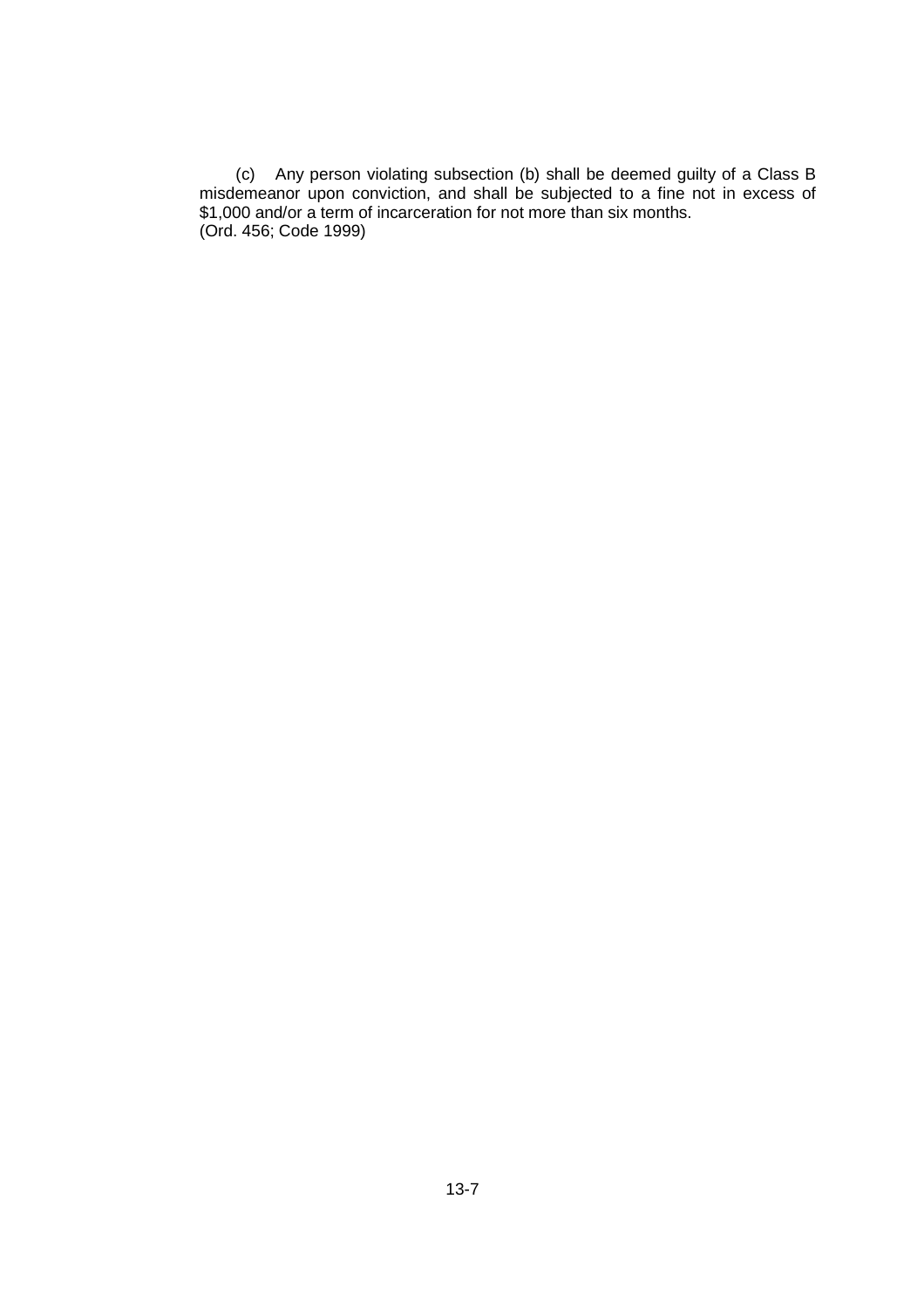(c) Any person violating subsection (b) shall be deemed guilty of a Class B misdemeanor upon conviction, and shall be subjected to a fine not in excess of $1,000 and/or a term of incarceration for not more than six months.
(Ord. 456; Code 1999)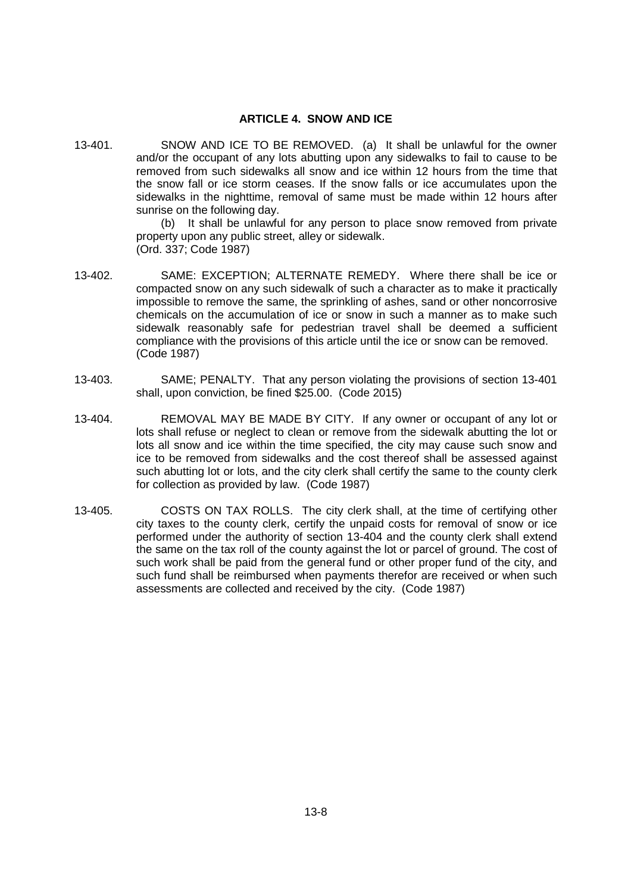## ARTICLE 4. SNOW AND ICE

13-401. SNOW AND ICE TO BE REMOVED. (a) It shall be unlawful for the owner and/or the occupant of any lots abutting upon any sidewalks to fail to cause to be removed from such sidewalks all snow and ice within 12 hours from the time that the snow fall or ice storm ceases. If the snow falls or ice accumulates upon the sidewalks in the nighttime, removal of same must be made within 12 hours after sunrise on the following day.

(b) It shall be unlawful for any person to place snow removed from private property upon any public street, alley or sidewalk.
(Ord. 337; Code 1987)

13-402. SAME: EXCEPTION; ALTERNATE REMEDY. Where there shall be ice or compacted snow on any such sidewalk of such a character as to make it practically impossible to remove the same, the sprinkling of ashes, sand or other noncorrosive chemicals on the accumulation of ice or snow in such a manner as to make such sidewalk reasonably safe for pedestrian travel shall be deemed a sufficient compliance with the provisions of this article until the ice or snow can be removed. (Code 1987)

13-403. SAME; PENALTY. That any person violating the provisions of section 13-401 shall, upon conviction, be fined $25.00. (Code 2015)

13-404. REMOVAL MAY BE MADE BY CITY. If any owner or occupant of any lot or lots shall refuse or neglect to clean or remove from the sidewalk abutting the lot or lots all snow and ice within the time specified, the city may cause such snow and ice to be removed from sidewalks and the cost thereof shall be assessed against such abutting lot or lots, and the city clerk shall certify the same to the county clerk for collection as provided by law. (Code 1987)

13-405. COSTS ON TAX ROLLS. The city clerk shall, at the time of certifying other city taxes to the county clerk, certify the unpaid costs for removal of snow or ice performed under the authority of section 13-404 and the county clerk shall extend the same on the tax roll of the county against the lot or parcel of ground. The cost of such work shall be paid from the general fund or other proper fund of the city, and such fund shall be reimbursed when payments therefor are received or when such assessments are collected and received by the city. (Code 1987)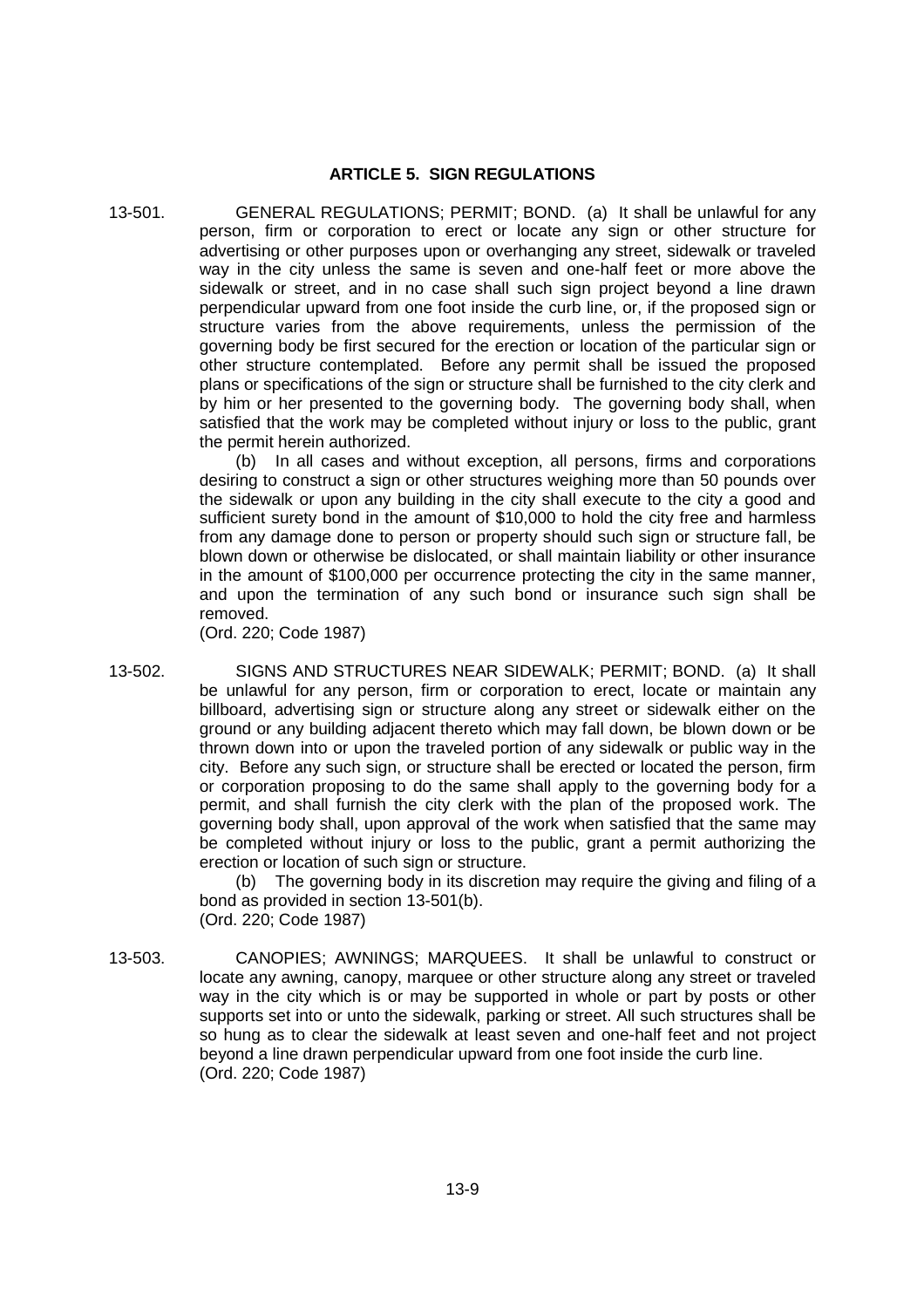## ARTICLE 5. SIGN REGULATIONS

13-501. GENERAL REGULATIONS; PERMIT; BOND. (a) It shall be unlawful for any person, firm or corporation to erect or locate any sign or other structure for advertising or other purposes upon or overhanging any street, sidewalk or traveled way in the city unless the same is seven and one-half feet or more above the sidewalk or street, and in no case shall such sign project beyond a line drawn perpendicular upward from one foot inside the curb line, or, if the proposed sign or structure varies from the above requirements, unless the permission of the governing body be first secured for the erection or location of the particular sign or other structure contemplated. Before any permit shall be issued the proposed plans or specifications of the sign or structure shall be furnished to the city clerk and by him or her presented to the governing body. The governing body shall, when satisfied that the work may be completed without injury or loss to the public, grant the permit herein authorized.

(b) In all cases and without exception, all persons, firms and corporations desiring to construct a sign or other structures weighing more than 50 pounds over the sidewalk or upon any building in the city shall execute to the city a good and sufficient surety bond in the amount of $10,000 to hold the city free and harmless from any damage done to person or property should such sign or structure fall, be blown down or otherwise be dislocated, or shall maintain liability or other insurance in the amount of $100,000 per occurrence protecting the city in the same manner, and upon the termination of any such bond or insurance such sign shall be removed.

(Ord. 220; Code 1987)

13-502. SIGNS AND STRUCTURES NEAR SIDEWALK; PERMIT; BOND. (a) It shall be unlawful for any person, firm or corporation to erect, locate or maintain any billboard, advertising sign or structure along any street or sidewalk either on the ground or any building adjacent thereto which may fall down, be blown down or be thrown down into or upon the traveled portion of any sidewalk or public way in the city. Before any such sign, or structure shall be erected or located the person, firm or corporation proposing to do the same shall apply to the governing body for a permit, and shall furnish the city clerk with the plan of the proposed work. The governing body shall, upon approval of the work when satisfied that the same may be completed without injury or loss to the public, grant a permit authorizing the erection or location of such sign or structure.

(b) The governing body in its discretion may require the giving and filing of a bond as provided in section 13-501(b).

(Ord. 220; Code 1987)

13-503. CANOPIES; AWNINGS; MARQUEES. It shall be unlawful to construct or locate any awning, canopy, marquee or other structure along any street or traveled way in the city which is or may be supported in whole or part by posts or other supports set into or unto the sidewalk, parking or street. All such structures shall be so hung as to clear the sidewalk at least seven and one-half feet and not project beyond a line drawn perpendicular upward from one foot inside the curb line.

(Ord. 220; Code 1987)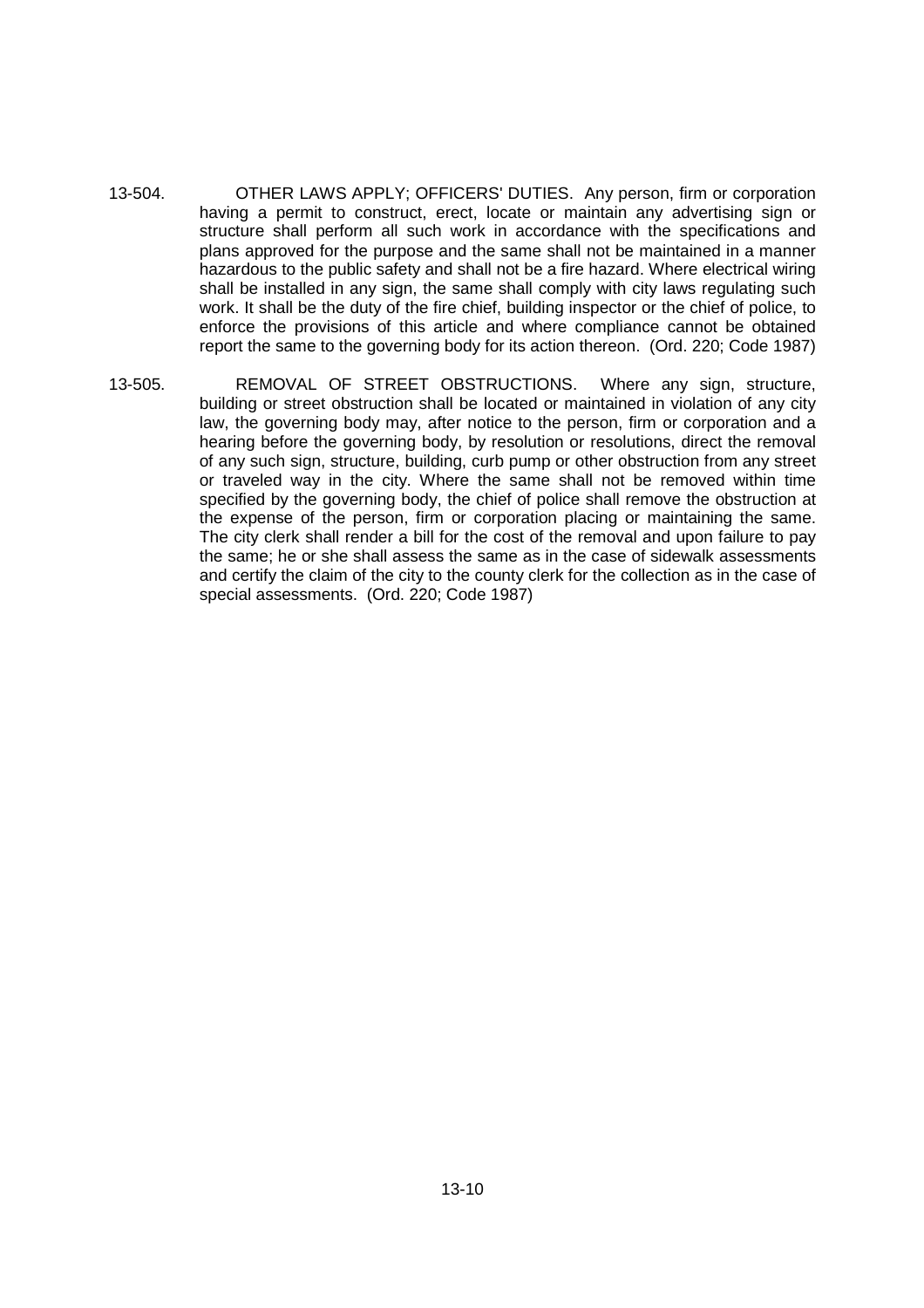13-504. OTHER LAWS APPLY; OFFICERS' DUTIES. Any person, firm or corporation having a permit to construct, erect, locate or maintain any advertising sign or structure shall perform all such work in accordance with the specifications and plans approved for the purpose and the same shall not be maintained in a manner hazardous to the public safety and shall not be a fire hazard. Where electrical wiring shall be installed in any sign, the same shall comply with city laws regulating such work. It shall be the duty of the fire chief, building inspector or the chief of police, to enforce the provisions of this article and where compliance cannot be obtained report the same to the governing body for its action thereon. (Ord. 220; Code 1987)

13-505. REMOVAL OF STREET OBSTRUCTIONS. Where any sign, structure, building or street obstruction shall be located or maintained in violation of any city law, the governing body may, after notice to the person, firm or corporation and a hearing before the governing body, by resolution or resolutions, direct the removal of any such sign, structure, building, curb pump or other obstruction from any street or traveled way in the city. Where the same shall not be removed within time specified by the governing body, the chief of police shall remove the obstruction at the expense of the person, firm or corporation placing or maintaining the same. The city clerk shall render a bill for the cost of the removal and upon failure to pay the same; he or she shall assess the same as in the case of sidewalk assessments and certify the claim of the city to the county clerk for the collection as in the case of special assessments. (Ord. 220; Code 1987)